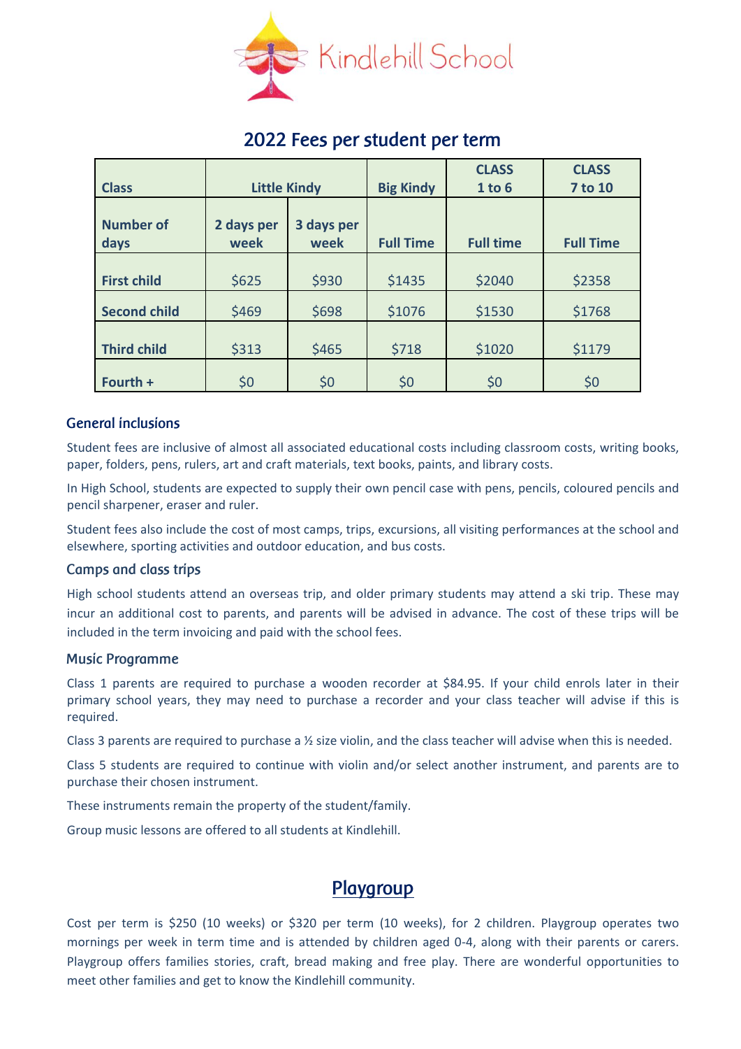# Kindlehill School

## 2022 Fees per student per term

| Class | Little Kindy | | Big Kindy | CLASS 1 to 6 | CLASS 7 to 10 |
|---|---|---|---|---|---|
| Number of days | 2 days per week | 3 days per week | Full Time | Full time | Full Time |
| First child | $625 | $930 | $1435 | $2040 | $2358 |
| Second child | $469 | $698 | $1076 | $1530 | $1768 |
| Third child | $313 | $465 | $718 | $1020 | $1179 |
| Fourth + | $0 | $0 | $0 | $0 | $0 |

### General inclusions

Student fees are inclusive of almost all associated educational costs including classroom costs, writing books, paper, folders, pens, rulers, art and craft materials, text books, paints, and library costs.

In High School, students are expected to supply their own pencil case with pens, pencils, coloured pencils and pencil sharpener, eraser and ruler.

Student fees also include the cost of most camps, trips, excursions, all visiting performances at the school and elsewhere, sporting activities and outdoor education, and bus costs.

### Camps and class trips

High school students attend an overseas trip, and older primary students may attend a ski trip. These may incur an additional cost to parents, and parents will be advised in advance. The cost of these trips will be included in the term invoicing and paid with the school fees.

### Music Programme

Class 1 parents are required to purchase a wooden recorder at $84.95. If your child enrols later in their primary school years, they may need to purchase a recorder and your class teacher will advise if this is required.

Class 3 parents are required to purchase a ½ size violin, and the class teacher will advise when this is needed.

Class 5 students are required to continue with violin and/or select another instrument, and parents are to purchase their chosen instrument.

These instruments remain the property of the student/family.

Group music lessons are offered to all students at Kindlehill.

## Playgroup

Cost per term is $250 (10 weeks) or $320 per term (10 weeks), for 2 children. Playgroup operates two mornings per week in term time and is attended by children aged 0-4, along with their parents or carers. Playgroup offers families stories, craft, bread making and free play. There are wonderful opportunities to meet other families and get to know the Kindlehill community.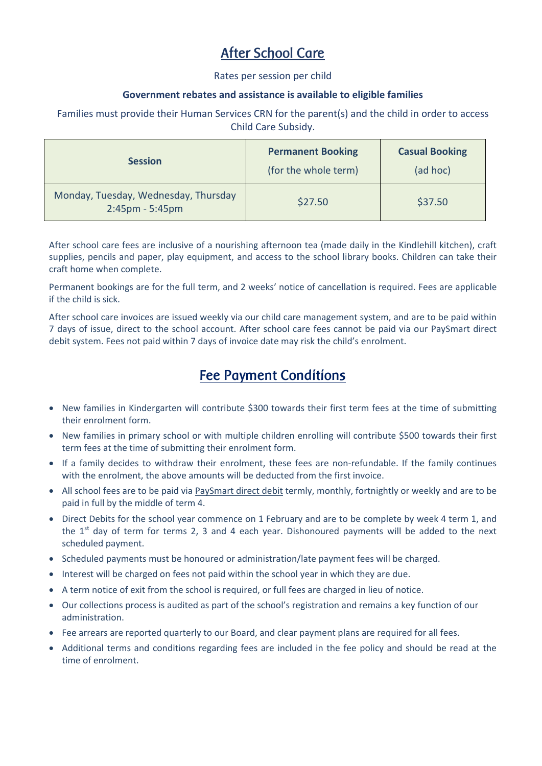# After School Care

Rates per session per child

**Government rebates and assistance is available to eligible families**

Families must provide their Human Services CRN for the parent(s) and the child in order to access Child Care Subsidy.

| Session | Permanent Booking (for the whole term) | Casual Booking (ad hoc) |
|---|---|---|
| Monday, Tuesday, Wednesday, Thursday 2:45pm - 5:45pm | $27.50 | $37.50 |

After school care fees are inclusive of a nourishing afternoon tea (made daily in the Kindlehill kitchen), craft supplies, pencils and paper, play equipment, and access to the school library books. Children can take their craft home when complete.

Permanent bookings are for the full term, and 2 weeks' notice of cancellation is required. Fees are applicable if the child is sick.

After school care invoices are issued weekly via our child care management system, and are to be paid within 7 days of issue, direct to the school account. After school care fees cannot be paid via our PaySmart direct debit system. Fees not paid within 7 days of invoice date may risk the child's enrolment.

# Fee Payment Conditions

- New families in Kindergarten will contribute $300 towards their first term fees at the time of submitting their enrolment form.
- New families in primary school or with multiple children enrolling will contribute $500 towards their first term fees at the time of submitting their enrolment form.
- If a family decides to withdraw their enrolment, these fees are non-refundable. If the family continues with the enrolment, the above amounts will be deducted from the first invoice.
- All school fees are to be paid via PaySmart direct debit termly, monthly, fortnightly or weekly and are to be paid in full by the middle of term 4.
- Direct Debits for the school year commence on 1 February and are to be complete by week 4 term 1, and the 1st day of term for terms 2, 3 and 4 each year. Dishonoured payments will be added to the next scheduled payment.
- Scheduled payments must be honoured or administration/late payment fees will be charged.
- Interest will be charged on fees not paid within the school year in which they are due.
- A term notice of exit from the school is required, or full fees are charged in lieu of notice.
- Our collections process is audited as part of the school's registration and remains a key function of our administration.
- Fee arrears are reported quarterly to our Board, and clear payment plans are required for all fees.
- Additional terms and conditions regarding fees are included in the fee policy and should be read at the time of enrolment.